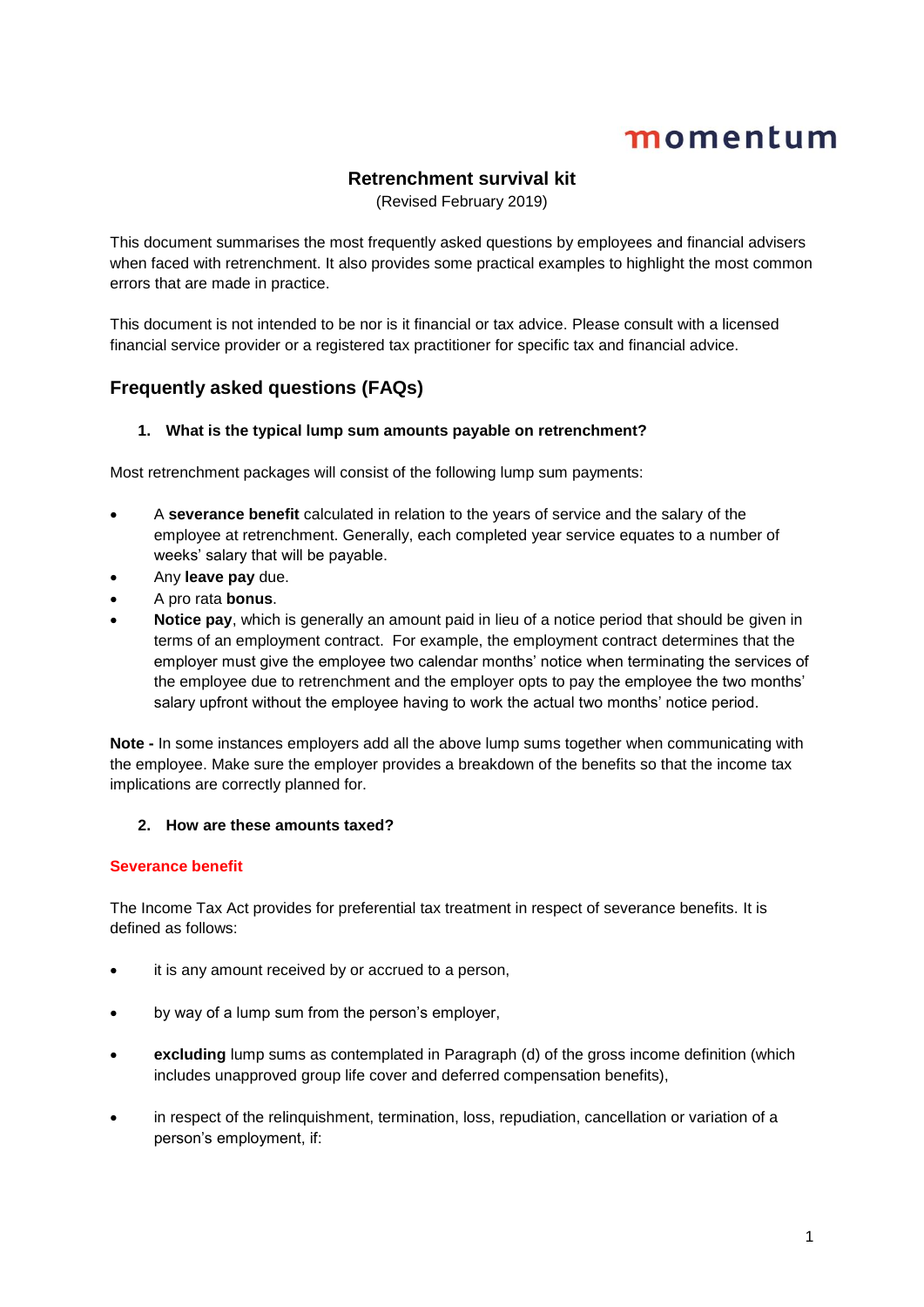momentum

# Retrenchment survival kit

(Revised February 2019)

This document summarises the most frequently asked questions by employees and financial advisers when faced with retrenchment. It also provides some practical examples to highlight the most common errors that are made in practice.

This document is not intended to be nor is it financial or tax advice. Please consult with a licensed financial service provider or a registered tax practitioner for specific tax and financial advice.

## Frequently asked questions (FAQs)

### 1. What is the typical lump sum amounts payable on retrenchment?

Most retrenchment packages will consist of the following lump sum payments:

- A **severance benefit** calculated in relation to the years of service and the salary of the employee at retrenchment. Generally, each completed year service equates to a number of weeks' salary that will be payable.
- Any **leave pay** due.
- A pro rata **bonus**.
- **Notice pay**, which is generally an amount paid in lieu of a notice period that should be given in terms of an employment contract. For example, the employment contract determines that the employer must give the employee two calendar months' notice when terminating the services of the employee due to retrenchment and the employer opts to pay the employee the two months' salary upfront without the employee having to work the actual two months' notice period.

**Note -** In some instances employers add all the above lump sums together when communicating with the employee. Make sure the employer provides a breakdown of the benefits so that the income tax implications are correctly planned for.

### 2. How are these amounts taxed?

#### Severance benefit

The Income Tax Act provides for preferential tax treatment in respect of severance benefits. It is defined as follows:

- it is any amount received by or accrued to a person,
- by way of a lump sum from the person's employer,
- **excluding** lump sums as contemplated in Paragraph (d) of the gross income definition (which includes unapproved group life cover and deferred compensation benefits),
- in respect of the relinquishment, termination, loss, repudiation, cancellation or variation of a person's employment, if: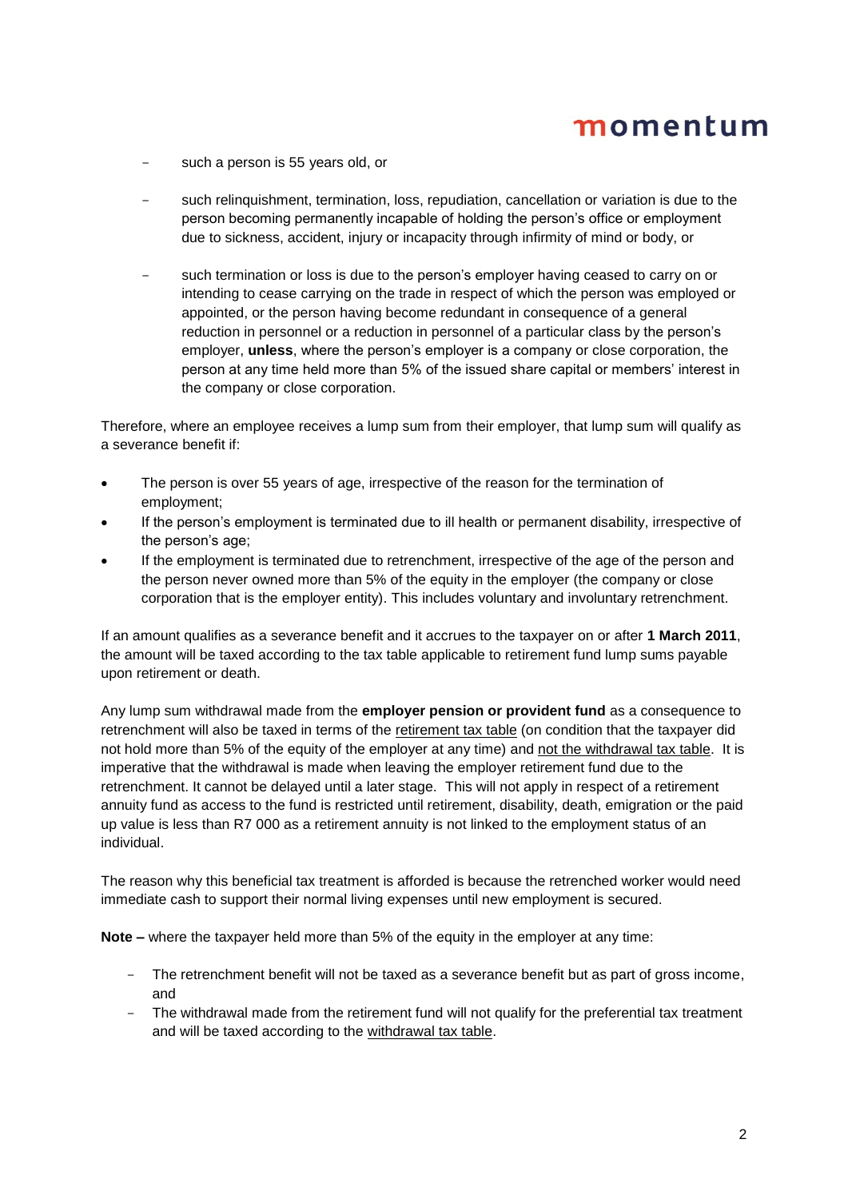- such a person is 55 years old, or
- such relinquishment, termination, loss, repudiation, cancellation or variation is due to the person becoming permanently incapable of holding the person's office or employment due to sickness, accident, injury or incapacity through infirmity of mind or body, or
- such termination or loss is due to the person's employer having ceased to carry on or intending to cease carrying on the trade in respect of which the person was employed or appointed, or the person having become redundant in consequence of a general reduction in personnel or a reduction in personnel of a particular class by the person's employer, **unless**, where the person's employer is a company or close corporation, the person at any time held more than 5% of the issued share capital or members' interest in the company or close corporation.

Therefore, where an employee receives a lump sum from their employer, that lump sum will qualify as a severance benefit if:

- The person is over 55 years of age, irrespective of the reason for the termination of employment;
- If the person's employment is terminated due to ill health or permanent disability, irrespective of the person's age;
- If the employment is terminated due to retrenchment, irrespective of the age of the person and the person never owned more than 5% of the equity in the employer (the company or close corporation that is the employer entity). This includes voluntary and involuntary retrenchment.

If an amount qualifies as a severance benefit and it accrues to the taxpayer on or after **1 March 2011**, the amount will be taxed according to the tax table applicable to retirement fund lump sums payable upon retirement or death.

Any lump sum withdrawal made from the **employer pension or provident fund** as a consequence to retrenchment will also be taxed in terms of the retirement tax table (on condition that the taxpayer did not hold more than 5% of the equity of the employer at any time) and not the withdrawal tax table. It is imperative that the withdrawal is made when leaving the employer retirement fund due to the retrenchment. It cannot be delayed until a later stage. This will not apply in respect of a retirement annuity fund as access to the fund is restricted until retirement, disability, death, emigration or the paid up value is less than R7 000 as a retirement annuity is not linked to the employment status of an individual.

The reason why this beneficial tax treatment is afforded is because the retrenched worker would need immediate cash to support their normal living expenses until new employment is secured.

**Note –** where the taxpayer held more than 5% of the equity in the employer at any time:

- The retrenchment benefit will not be taxed as a severance benefit but as part of gross income, and
- The withdrawal made from the retirement fund will not qualify for the preferential tax treatment and will be taxed according to the withdrawal tax table.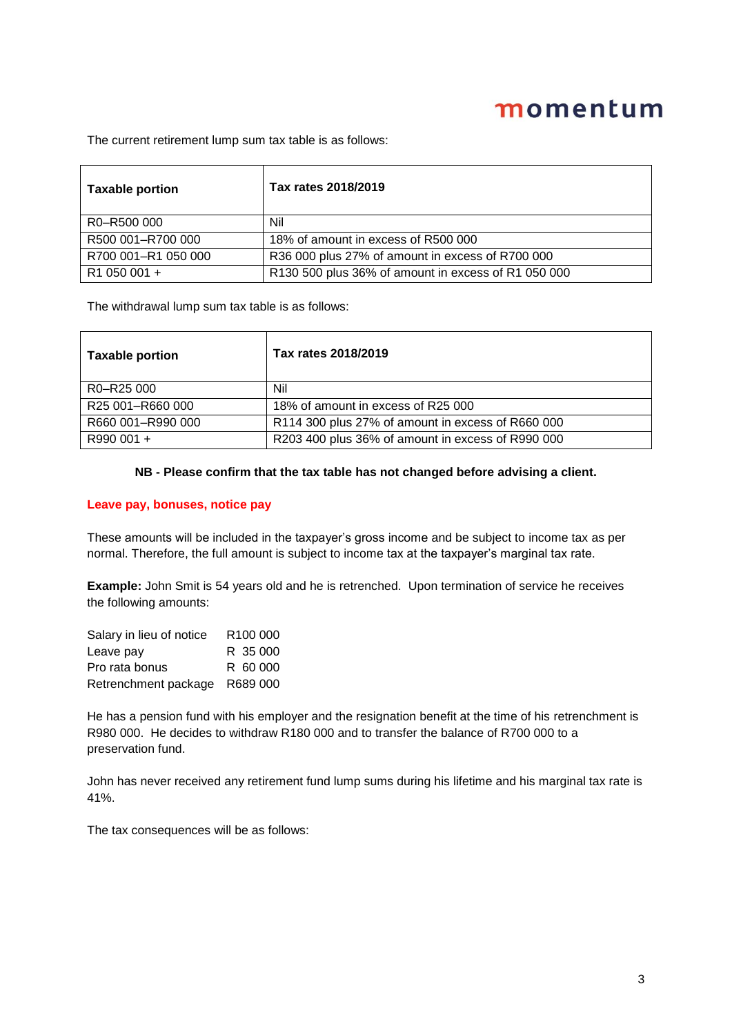The current retirement lump sum tax table is as follows:

| Taxable portion | Tax rates 2018/2019 |
|---|---|
| R0–R500 000 | Nil |
| R500 001–R700 000 | 18% of amount in excess of R500 000 |
| R700 001–R1 050 000 | R36 000 plus 27% of amount in excess of R700 000 |
| R1 050 001 + | R130 500 plus 36% of amount in excess of R1 050 000 |

The withdrawal lump sum tax table is as follows:

| Taxable portion | Tax rates 2018/2019 |
|---|---|
| R0–R25 000 | Nil |
| R25 001–R660 000 | 18% of amount in excess of R25 000 |
| R660 001–R990 000 | R114 300 plus 27% of amount in excess of R660 000 |
| R990 001 + | R203 400 plus 36% of amount in excess of R990 000 |

**NB - Please confirm that the tax table has not changed before advising a client.**

### Leave pay, bonuses, notice pay

These amounts will be included in the taxpayer's gross income and be subject to income tax as per normal. Therefore, the full amount is subject to income tax at the taxpayer's marginal tax rate.

**Example:** John Smit is 54 years old and he is retrenched. Upon termination of service he receives the following amounts:

| | |
|---|---|
| Salary in lieu of notice | R100 000 |
| Leave pay | R 35 000 |
| Pro rata bonus | R 60 000 |
| Retrenchment package | R689 000 |

He has a pension fund with his employer and the resignation benefit at the time of his retrenchment is R980 000. He decides to withdraw R180 000 and to transfer the balance of R700 000 to a preservation fund.

John has never received any retirement fund lump sums during his lifetime and his marginal tax rate is 41%.

The tax consequences will be as follows: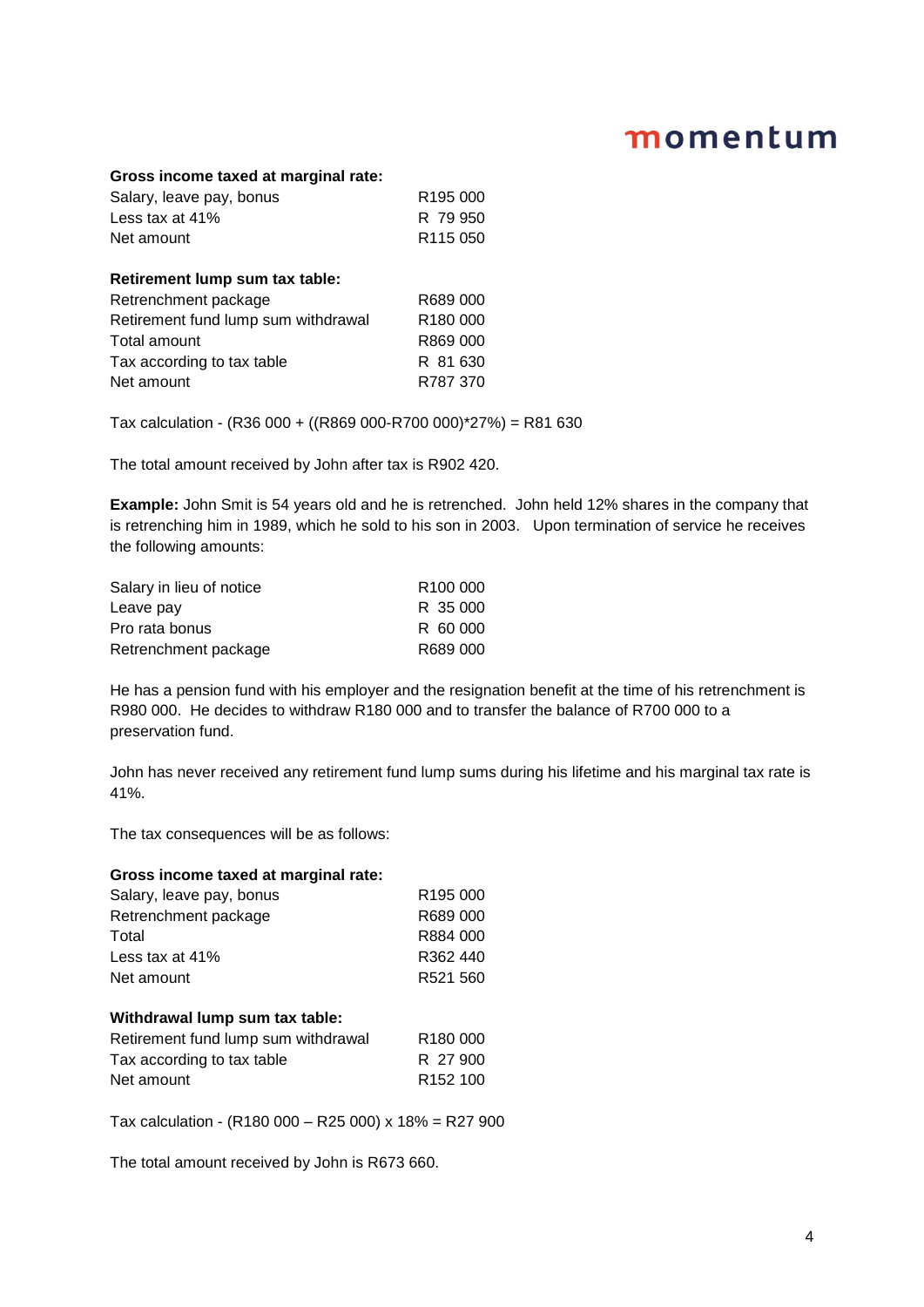**Gross income taxed at marginal rate:**

| | |
|---|---|
| Salary, leave pay, bonus | R195 000 |
| Less tax at 41% | R 79 950 |
| Net amount | R115 050 |

**Retirement lump sum tax table:**

| | |
|---|---|
| Retrenchment package | R689 000 |
| Retirement fund lump sum withdrawal | R180 000 |
| Total amount | R869 000 |
| Tax according to tax table | R 81 630 |
| Net amount | R787 370 |

Tax calculation - (R36 000 + ((R869 000-R700 000)*27%) = R81 630

The total amount received by John after tax is R902 420.

**Example:** John Smit is 54 years old and he is retrenched. John held 12% shares in the company that is retrenching him in 1989, which he sold to his son in 2003. Upon termination of service he receives the following amounts:

| | |
|---|---|
| Salary in lieu of notice | R100 000 |
| Leave pay | R 35 000 |
| Pro rata bonus | R 60 000 |
| Retrenchment package | R689 000 |

He has a pension fund with his employer and the resignation benefit at the time of his retrenchment is R980 000. He decides to withdraw R180 000 and to transfer the balance of R700 000 to a preservation fund.

John has never received any retirement fund lump sums during his lifetime and his marginal tax rate is 41%.

The tax consequences will be as follows:

**Gross income taxed at marginal rate:**

| | |
|---|---|
| Salary, leave pay, bonus | R195 000 |
| Retrenchment package | R689 000 |
| Total | R884 000 |
| Less tax at 41% | R362 440 |
| Net amount | R521 560 |

**Withdrawal lump sum tax table:**

| | |
|---|---|
| Retirement fund lump sum withdrawal | R180 000 |
| Tax according to tax table | R 27 900 |
| Net amount | R152 100 |

Tax calculation - (R180 000 – R25 000) x 18% = R27 900

The total amount received by John is R673 660.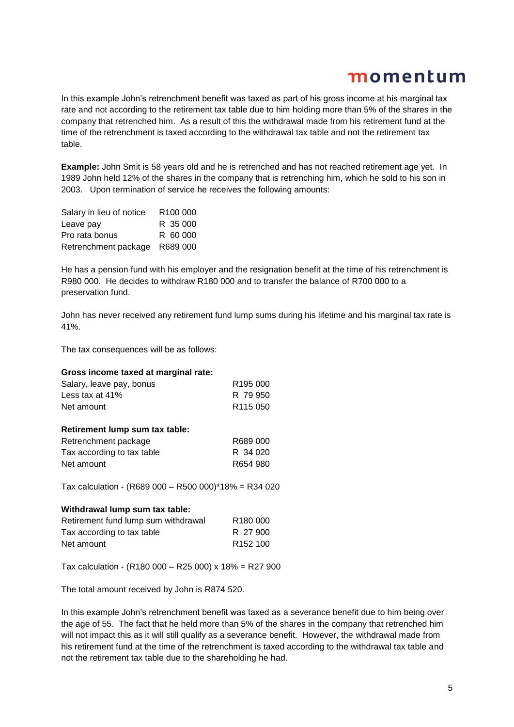In this example John's retrenchment benefit was taxed as part of his gross income at his marginal tax rate and not according to the retirement tax table due to him holding more than 5% of the shares in the company that retrenched him. As a result of this the withdrawal made from his retirement fund at the time of the retrenchment is taxed according to the withdrawal tax table and not the retirement tax table.

**Example:** John Smit is 58 years old and he is retrenched and has not reached retirement age yet. In 1989 John held 12% of the shares in the company that is retrenching him, which he sold to his son in 2003. Upon termination of service he receives the following amounts:

| | |
|---|---|
| Salary in lieu of notice | R100 000 |
| Leave pay | R 35 000 |
| Pro rata bonus | R 60 000 |
| Retrenchment package | R689 000 |

He has a pension fund with his employer and the resignation benefit at the time of his retrenchment is R980 000. He decides to withdraw R180 000 and to transfer the balance of R700 000 to a preservation fund.

John has never received any retirement fund lump sums during his lifetime and his marginal tax rate is 41%.

The tax consequences will be as follows:

**Gross income taxed at marginal rate:**

| | |
|---|---|
| Salary, leave pay, bonus | R195 000 |
| Less tax at 41% | R 79 950 |
| Net amount | R115 050 |

**Retirement lump sum tax table:**

| | |
|---|---|
| Retrenchment package | R689 000 |
| Tax according to tax table | R 34 020 |
| Net amount | R654 980 |

Tax calculation - (R689 000 – R500 000)*18% = R34 020

**Withdrawal lump sum tax table:**

| | |
|---|---|
| Retirement fund lump sum withdrawal | R180 000 |
| Tax according to tax table | R 27 900 |
| Net amount | R152 100 |

Tax calculation - (R180 000 – R25 000) x 18% = R27 900

The total amount received by John is R874 520.

In this example John's retrenchment benefit was taxed as a severance benefit due to him being over the age of 55. The fact that he held more than 5% of the shares in the company that retrenched him will not impact this as it will still qualify as a severance benefit. However, the withdrawal made from his retirement fund at the time of the retrenchment is taxed according to the withdrawal tax table and not the retirement tax table due to the shareholding he had.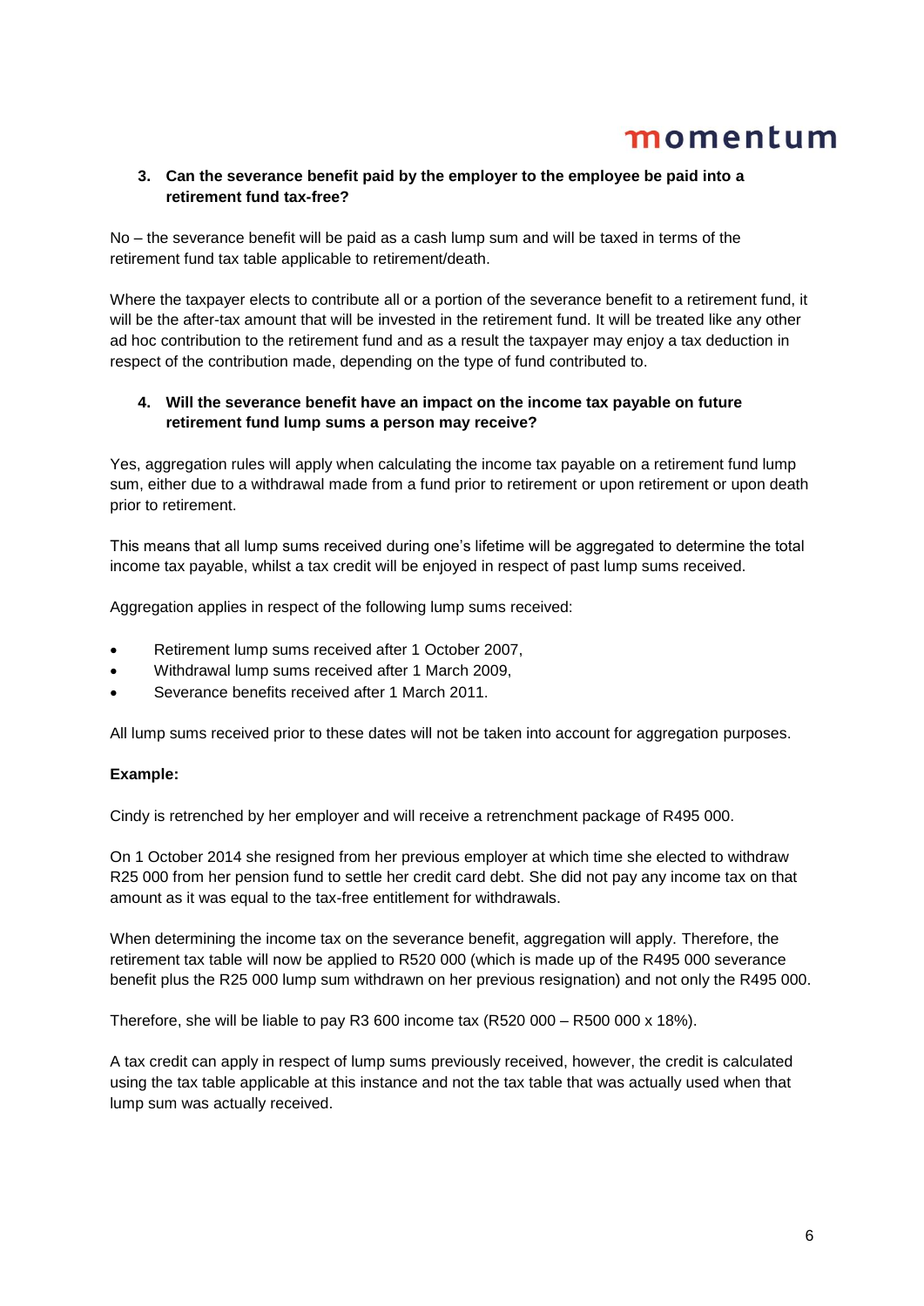**3. Can the severance benefit paid by the employer to the employee be paid into a retirement fund tax-free?**

No – the severance benefit will be paid as a cash lump sum and will be taxed in terms of the retirement fund tax table applicable to retirement/death.

Where the taxpayer elects to contribute all or a portion of the severance benefit to a retirement fund, it will be the after-tax amount that will be invested in the retirement fund. It will be treated like any other ad hoc contribution to the retirement fund and as a result the taxpayer may enjoy a tax deduction in respect of the contribution made, depending on the type of fund contributed to.

**4. Will the severance benefit have an impact on the income tax payable on future retirement fund lump sums a person may receive?**

Yes, aggregation rules will apply when calculating the income tax payable on a retirement fund lump sum, either due to a withdrawal made from a fund prior to retirement or upon retirement or upon death prior to retirement.

This means that all lump sums received during one's lifetime will be aggregated to determine the total income tax payable, whilst a tax credit will be enjoyed in respect of past lump sums received.

Aggregation applies in respect of the following lump sums received:

- Retirement lump sums received after 1 October 2007,
- Withdrawal lump sums received after 1 March 2009,
- Severance benefits received after 1 March 2011.

All lump sums received prior to these dates will not be taken into account for aggregation purposes.

**Example:**

Cindy is retrenched by her employer and will receive a retrenchment package of R495 000.

On 1 October 2014 she resigned from her previous employer at which time she elected to withdraw R25 000 from her pension fund to settle her credit card debt. She did not pay any income tax on that amount as it was equal to the tax-free entitlement for withdrawals.

When determining the income tax on the severance benefit, aggregation will apply. Therefore, the retirement tax table will now be applied to R520 000 (which is made up of the R495 000 severance benefit plus the R25 000 lump sum withdrawn on her previous resignation) and not only the R495 000.

Therefore, she will be liable to pay R3 600 income tax (R520 000 – R500 000 x 18%).

A tax credit can apply in respect of lump sums previously received, however, the credit is calculated using the tax table applicable at this instance and not the tax table that was actually used when that lump sum was actually received.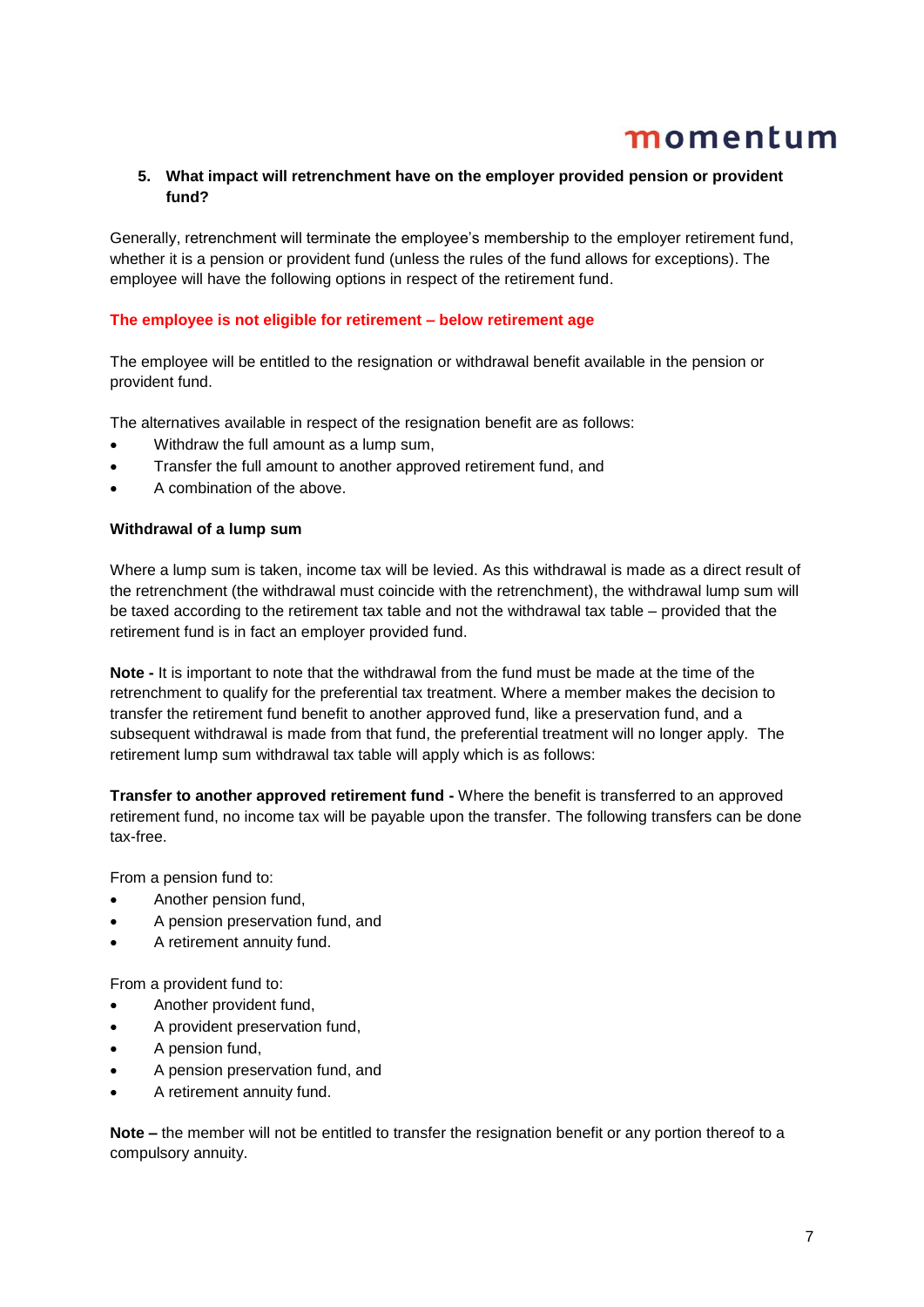## 5. What impact will retrenchment have on the employer provided pension or provident fund?

Generally, retrenchment will terminate the employee's membership to the employer retirement fund, whether it is a pension or provident fund (unless the rules of the fund allows for exceptions). The employee will have the following options in respect of the retirement fund.

**The employee is not eligible for retirement – below retirement age**

The employee will be entitled to the resignation or withdrawal benefit available in the pension or provident fund.

The alternatives available in respect of the resignation benefit are as follows:

- Withdraw the full amount as a lump sum,
- Transfer the full amount to another approved retirement fund, and
- A combination of the above.

**Withdrawal of a lump sum**

Where a lump sum is taken, income tax will be levied. As this withdrawal is made as a direct result of the retrenchment (the withdrawal must coincide with the retrenchment), the withdrawal lump sum will be taxed according to the retirement tax table and not the withdrawal tax table – provided that the retirement fund is in fact an employer provided fund.

**Note -** It is important to note that the withdrawal from the fund must be made at the time of the retrenchment to qualify for the preferential tax treatment. Where a member makes the decision to transfer the retirement fund benefit to another approved fund, like a preservation fund, and a subsequent withdrawal is made from that fund, the preferential treatment will no longer apply. The retirement lump sum withdrawal tax table will apply which is as follows:

**Transfer to another approved retirement fund -** Where the benefit is transferred to an approved retirement fund, no income tax will be payable upon the transfer. The following transfers can be done tax-free.

From a pension fund to:

- Another pension fund,
- A pension preservation fund, and
- A retirement annuity fund.

From a provident fund to:

- Another provident fund,
- A provident preservation fund,
- A pension fund,
- A pension preservation fund, and
- A retirement annuity fund.

**Note –** the member will not be entitled to transfer the resignation benefit or any portion thereof to a compulsory annuity.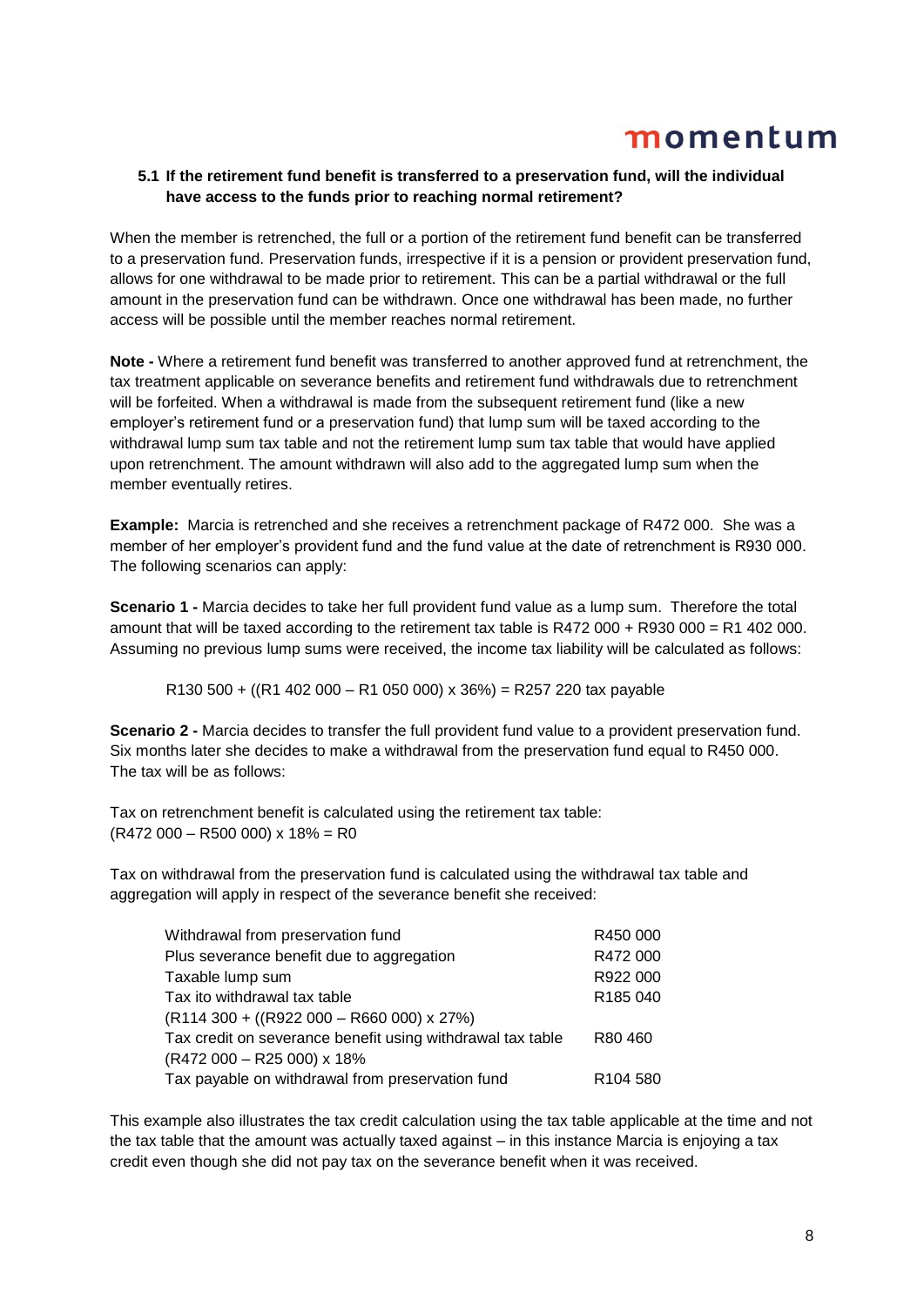### 5.1 If the retirement fund benefit is transferred to a preservation fund, will the individual have access to the funds prior to reaching normal retirement?

When the member is retrenched, the full or a portion of the retirement fund benefit can be transferred to a preservation fund. Preservation funds, irrespective if it is a pension or provident preservation fund, allows for one withdrawal to be made prior to retirement. This can be a partial withdrawal or the full amount in the preservation fund can be withdrawn. Once one withdrawal has been made, no further access will be possible until the member reaches normal retirement.

**Note -** Where a retirement fund benefit was transferred to another approved fund at retrenchment, the tax treatment applicable on severance benefits and retirement fund withdrawals due to retrenchment will be forfeited. When a withdrawal is made from the subsequent retirement fund (like a new employer's retirement fund or a preservation fund) that lump sum will be taxed according to the withdrawal lump sum tax table and not the retirement lump sum tax table that would have applied upon retrenchment. The amount withdrawn will also add to the aggregated lump sum when the member eventually retires.

**Example:** Marcia is retrenched and she receives a retrenchment package of R472 000. She was a member of her employer's provident fund and the fund value at the date of retrenchment is R930 000. The following scenarios can apply:

**Scenario 1 -** Marcia decides to take her full provident fund value as a lump sum. Therefore the total amount that will be taxed according to the retirement tax table is R472 000 + R930 000 = R1 402 000. Assuming no previous lump sums were received, the income tax liability will be calculated as follows:

R130 500 + ((R1 402 000 – R1 050 000) x 36%) = R257 220 tax payable

**Scenario 2 -** Marcia decides to transfer the full provident fund value to a provident preservation fund. Six months later she decides to make a withdrawal from the preservation fund equal to R450 000. The tax will be as follows:

Tax on retrenchment benefit is calculated using the retirement tax table:
(R472 000 – R500 000) x 18% = R0

Tax on withdrawal from the preservation fund is calculated using the withdrawal tax table and aggregation will apply in respect of the severance benefit she received:

| | |
|---|---|
| Withdrawal from preservation fund | R450 000 |
| Plus severance benefit due to aggregation | R472 000 |
| Taxable lump sum | R922 000 |
| Tax ito withdrawal tax table<br>(R114 300 + ((R922 000 – R660 000) x 27%) | R185 040 |
| Tax credit on severance benefit using withdrawal tax table<br>(R472 000 – R25 000) x 18% | R80 460 |
| Tax payable on withdrawal from preservation fund | R104 580 |

This example also illustrates the tax credit calculation using the tax table applicable at the time and not the tax table that the amount was actually taxed against – in this instance Marcia is enjoying a tax credit even though she did not pay tax on the severance benefit when it was received.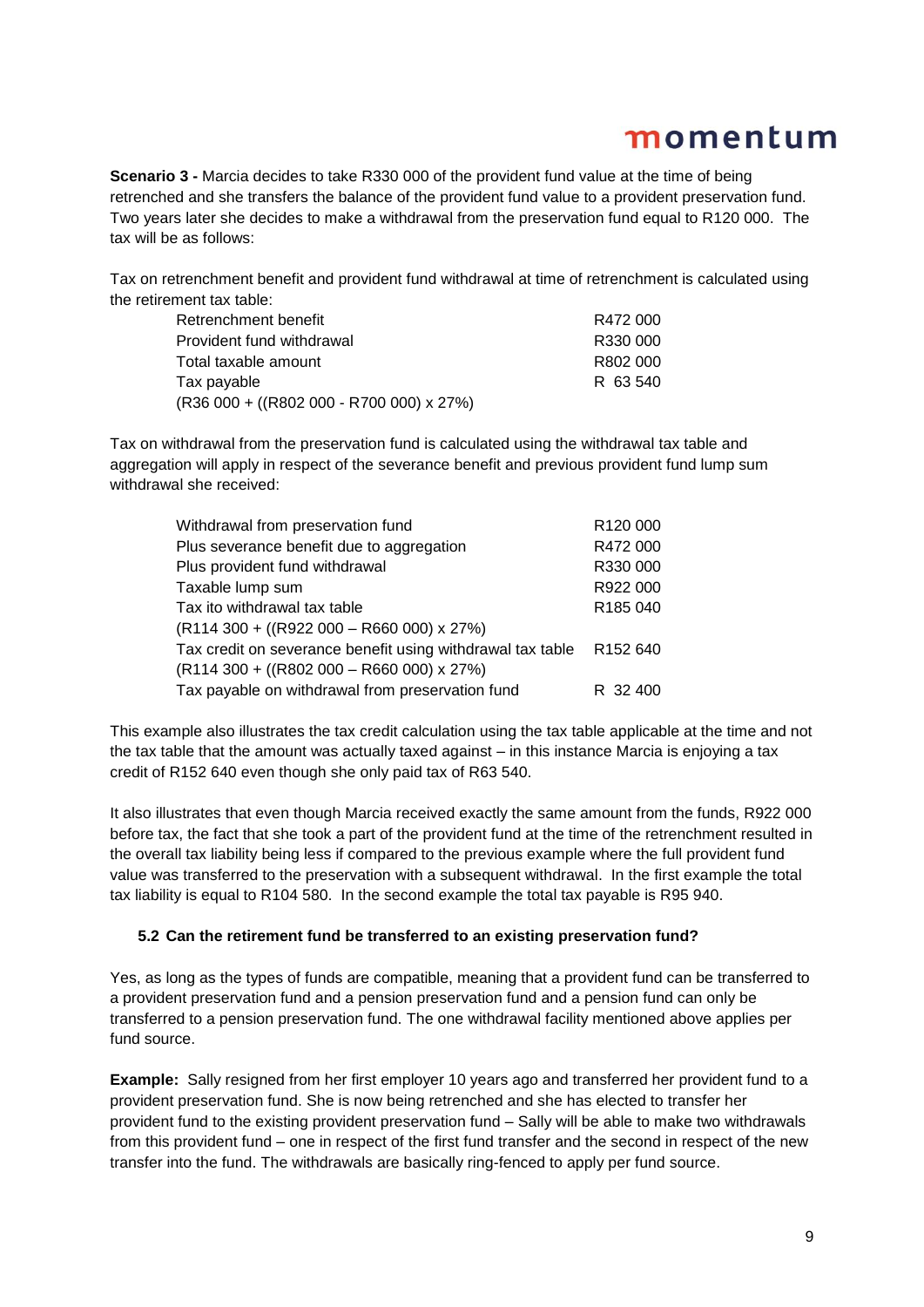**Scenario 3 -** Marcia decides to take R330 000 of the provident fund value at the time of being retrenched and she transfers the balance of the provident fund value to a provident preservation fund. Two years later she decides to make a withdrawal from the preservation fund equal to R120 000. The tax will be as follows:

Tax on retrenchment benefit and provident fund withdrawal at time of retrenchment is calculated using the retirement tax table:

| | |
|---|---|
| Retrenchment benefit | R472 000 |
| Provident fund withdrawal | R330 000 |
| Total taxable amount | R802 000 |
| Tax payable | R 63 540 |
| (R36 000 + ((R802 000 - R700 000) x 27%) | |

Tax on withdrawal from the preservation fund is calculated using the withdrawal tax table and aggregation will apply in respect of the severance benefit and previous provident fund lump sum withdrawal she received:

| | |
|---|---|
| Withdrawal from preservation fund | R120 000 |
| Plus severance benefit due to aggregation | R472 000 |
| Plus provident fund withdrawal | R330 000 |
| Taxable lump sum | R922 000 |
| Tax ito withdrawal tax table | R185 040 |
| (R114 300 + ((R922 000 – R660 000) x 27%) | |
| Tax credit on severance benefit using withdrawal tax table | R152 640 |
| (R114 300 + ((R802 000 – R660 000) x 27%) | |
| Tax payable on withdrawal from preservation fund | R 32 400 |

This example also illustrates the tax credit calculation using the tax table applicable at the time and not the tax table that the amount was actually taxed against – in this instance Marcia is enjoying a tax credit of R152 640 even though she only paid tax of R63 540.

It also illustrates that even though Marcia received exactly the same amount from the funds, R922 000 before tax, the fact that she took a part of the provident fund at the time of the retrenchment resulted in the overall tax liability being less if compared to the previous example where the full provident fund value was transferred to the preservation with a subsequent withdrawal. In the first example the total tax liability is equal to R104 580. In the second example the total tax payable is R95 940.

### 5.2 Can the retirement fund be transferred to an existing preservation fund?

Yes, as long as the types of funds are compatible, meaning that a provident fund can be transferred to a provident preservation fund and a pension preservation fund and a pension fund can only be transferred to a pension preservation fund. The one withdrawal facility mentioned above applies per fund source.

**Example:** Sally resigned from her first employer 10 years ago and transferred her provident fund to a provident preservation fund. She is now being retrenched and she has elected to transfer her provident fund to the existing provident preservation fund – Sally will be able to make two withdrawals from this provident fund – one in respect of the first fund transfer and the second in respect of the new transfer into the fund. The withdrawals are basically ring-fenced to apply per fund source.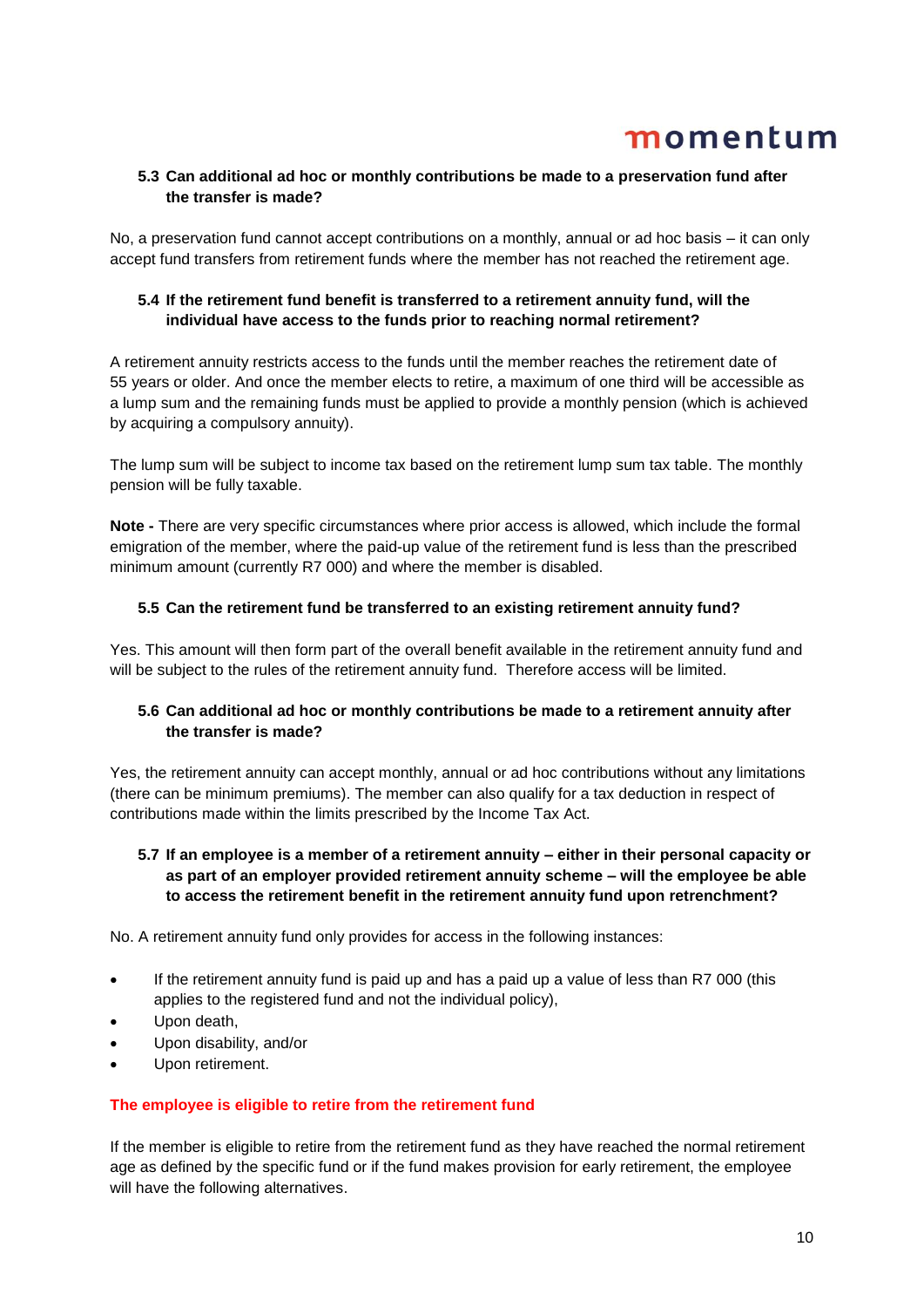#### 5.3 Can additional ad hoc or monthly contributions be made to a preservation fund after the transfer is made?

No, a preservation fund cannot accept contributions on a monthly, annual or ad hoc basis – it can only accept fund transfers from retirement funds where the member has not reached the retirement age.

#### 5.4 If the retirement fund benefit is transferred to a retirement annuity fund, will the individual have access to the funds prior to reaching normal retirement?

A retirement annuity restricts access to the funds until the member reaches the retirement date of 55 years or older. And once the member elects to retire, a maximum of one third will be accessible as a lump sum and the remaining funds must be applied to provide a monthly pension (which is achieved by acquiring a compulsory annuity).

The lump sum will be subject to income tax based on the retirement lump sum tax table. The monthly pension will be fully taxable.

**Note -** There are very specific circumstances where prior access is allowed, which include the formal emigration of the member, where the paid-up value of the retirement fund is less than the prescribed minimum amount (currently R7 000) and where the member is disabled.

#### 5.5 Can the retirement fund be transferred to an existing retirement annuity fund?

Yes. This amount will then form part of the overall benefit available in the retirement annuity fund and will be subject to the rules of the retirement annuity fund. Therefore access will be limited.

#### 5.6 Can additional ad hoc or monthly contributions be made to a retirement annuity after the transfer is made?

Yes, the retirement annuity can accept monthly, annual or ad hoc contributions without any limitations (there can be minimum premiums). The member can also qualify for a tax deduction in respect of contributions made within the limits prescribed by the Income Tax Act.

#### 5.7 If an employee is a member of a retirement annuity – either in their personal capacity or as part of an employer provided retirement annuity scheme – will the employee be able to access the retirement benefit in the retirement annuity fund upon retrenchment?

No. A retirement annuity fund only provides for access in the following instances:

- If the retirement annuity fund is paid up and has a paid up a value of less than R7 000 (this applies to the registered fund and not the individual policy),
- Upon death,
- Upon disability, and/or
- Upon retirement.

### The employee is eligible to retire from the retirement fund

If the member is eligible to retire from the retirement fund as they have reached the normal retirement age as defined by the specific fund or if the fund makes provision for early retirement, the employee will have the following alternatives.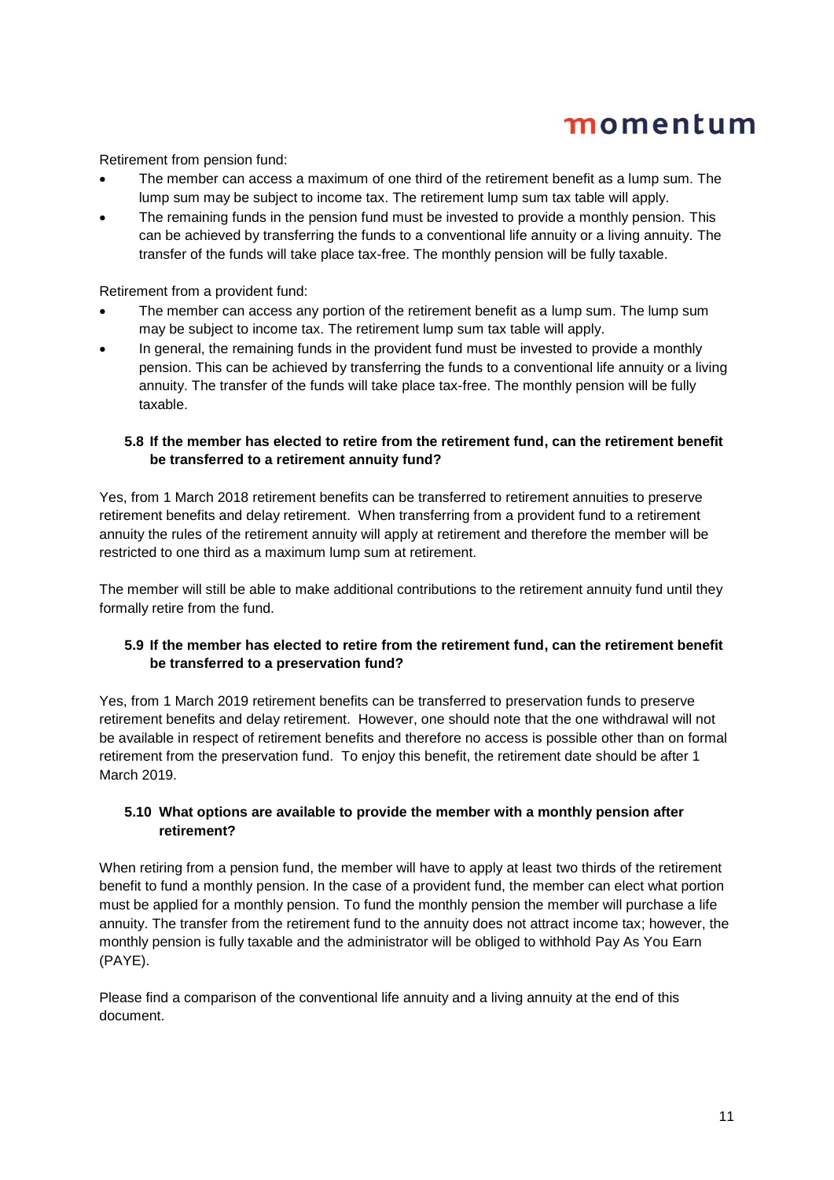Retirement from pension fund:

- The member can access a maximum of one third of the retirement benefit as a lump sum. The lump sum may be subject to income tax. The retirement lump sum tax table will apply.
- The remaining funds in the pension fund must be invested to provide a monthly pension. This can be achieved by transferring the funds to a conventional life annuity or a living annuity. The transfer of the funds will take place tax-free. The monthly pension will be fully taxable.

Retirement from a provident fund:

- The member can access any portion of the retirement benefit as a lump sum. The lump sum may be subject to income tax. The retirement lump sum tax table will apply.
- In general, the remaining funds in the provident fund must be invested to provide a monthly pension. This can be achieved by transferring the funds to a conventional life annuity or a living annuity. The transfer of the funds will take place tax-free. The monthly pension will be fully taxable.

### 5.8 If the member has elected to retire from the retirement fund, can the retirement benefit be transferred to a retirement annuity fund?

Yes, from 1 March 2018 retirement benefits can be transferred to retirement annuities to preserve retirement benefits and delay retirement. When transferring from a provident fund to a retirement annuity the rules of the retirement annuity will apply at retirement and therefore the member will be restricted to one third as a maximum lump sum at retirement.

The member will still be able to make additional contributions to the retirement annuity fund until they formally retire from the fund.

### 5.9 If the member has elected to retire from the retirement fund, can the retirement benefit be transferred to a preservation fund?

Yes, from 1 March 2019 retirement benefits can be transferred to preservation funds to preserve retirement benefits and delay retirement. However, one should note that the one withdrawal will not be available in respect of retirement benefits and therefore no access is possible other than on formal retirement from the preservation fund. To enjoy this benefit, the retirement date should be after 1 March 2019.

### 5.10 What options are available to provide the member with a monthly pension after retirement?

When retiring from a pension fund, the member will have to apply at least two thirds of the retirement benefit to fund a monthly pension. In the case of a provident fund, the member can elect what portion must be applied for a monthly pension. To fund the monthly pension the member will purchase a life annuity. The transfer from the retirement fund to the annuity does not attract income tax; however, the monthly pension is fully taxable and the administrator will be obliged to withhold Pay As You Earn (PAYE).

Please find a comparison of the conventional life annuity and a living annuity at the end of this document.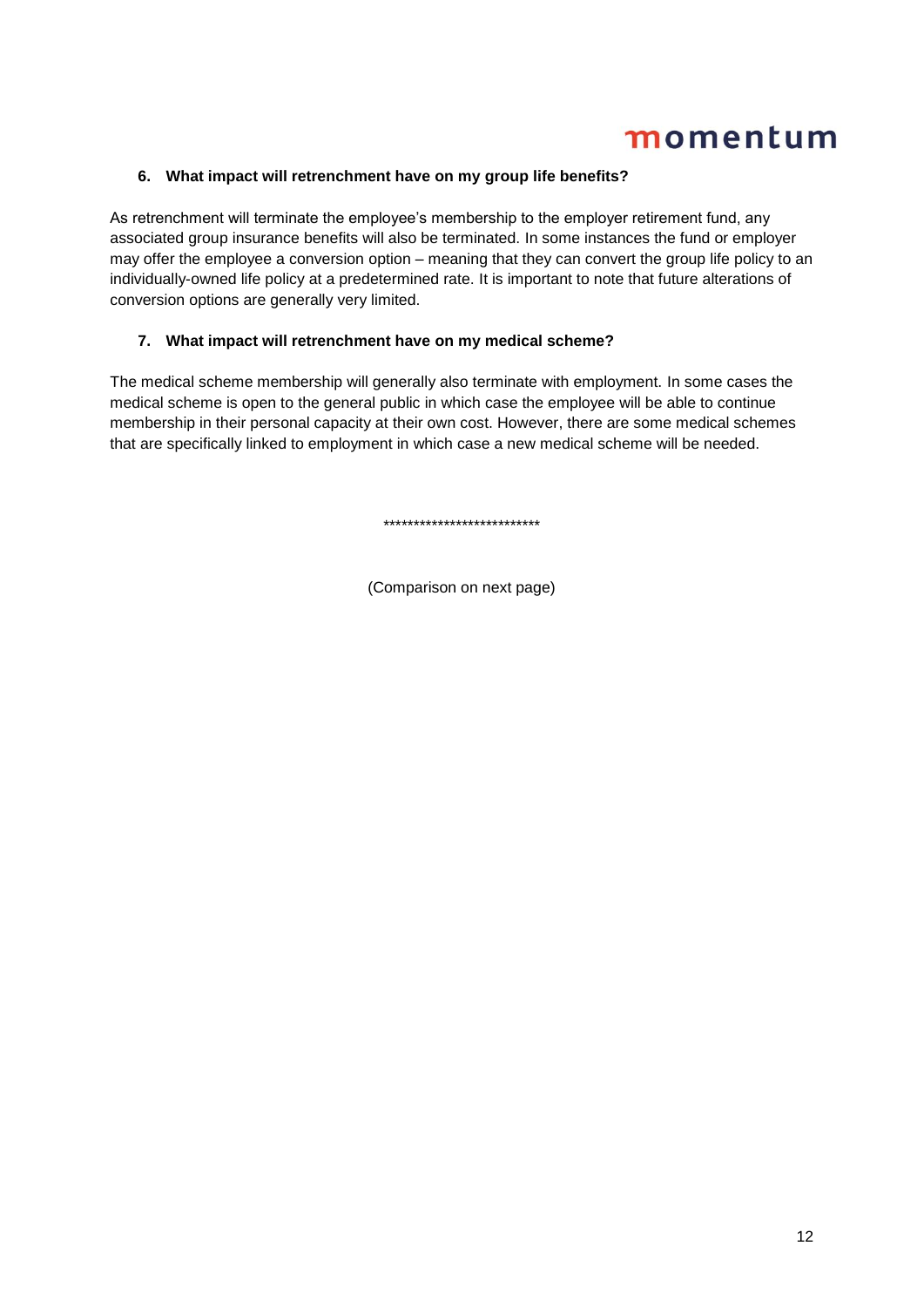### 6. What impact will retrenchment have on my group life benefits?

As retrenchment will terminate the employee's membership to the employer retirement fund, any associated group insurance benefits will also be terminated. In some instances the fund or employer may offer the employee a conversion option – meaning that they can convert the group life policy to an individually-owned life policy at a predetermined rate. It is important to note that future alterations of conversion options are generally very limited.

### 7. What impact will retrenchment have on my medical scheme?

The medical scheme membership will generally also terminate with employment. In some cases the medical scheme is open to the general public in which case the employee will be able to continue membership in their personal capacity at their own cost. However, there are some medical schemes that are specifically linked to employment in which case a new medical scheme will be needed.

**************************

(Comparison on next page)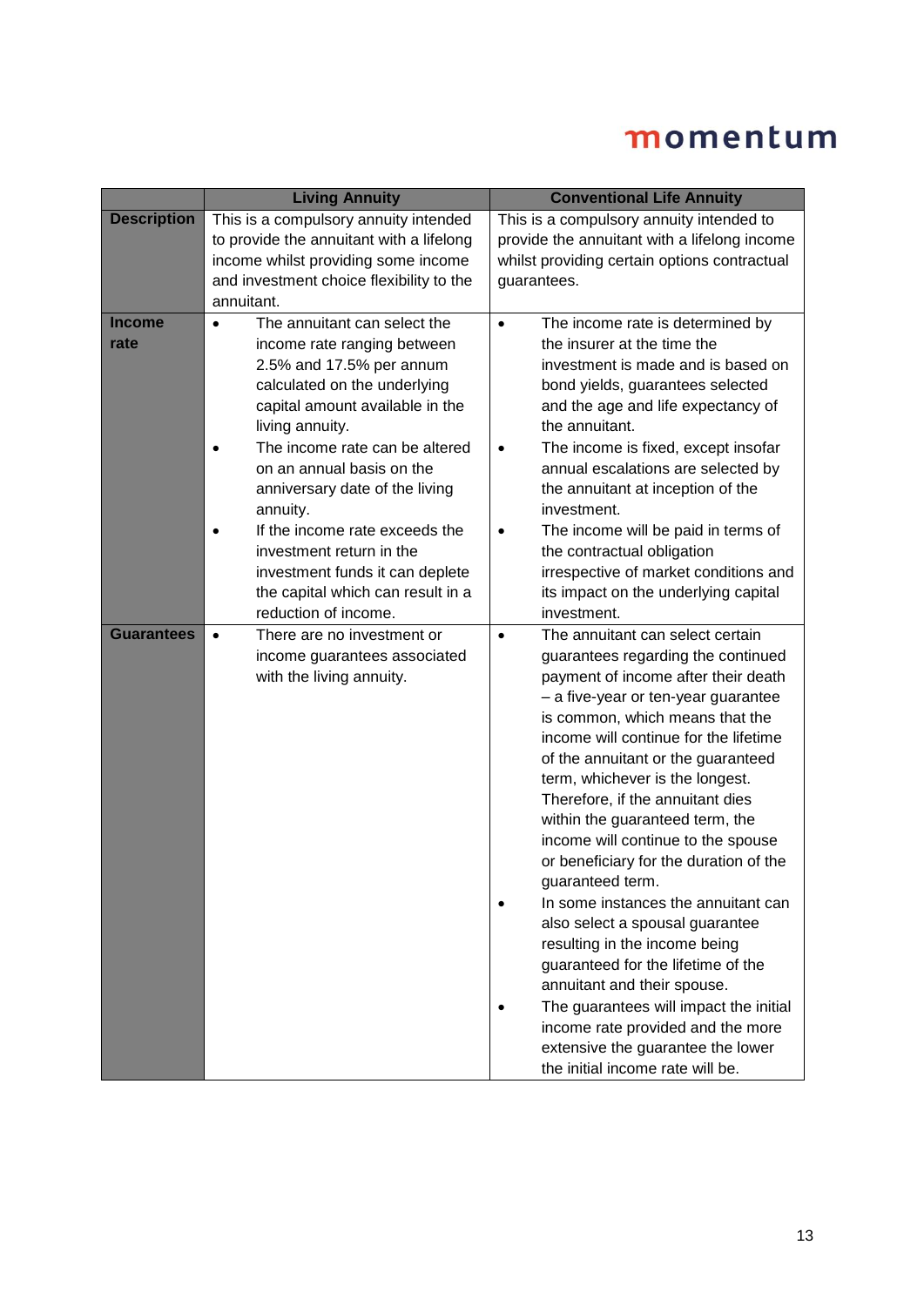| | Living Annuity | Conventional Life Annuity |
|---|---|---|
| **Description** | This is a compulsory annuity intended to provide the annuitant with a lifelong income whilst providing some income and investment choice flexibility to the annuitant. | This is a compulsory annuity intended to provide the annuitant with a lifelong income whilst providing certain options contractual guarantees. |
| **Income rate** | • The annuitant can select the income rate ranging between 2.5% and 17.5% per annum calculated on the underlying capital amount available in the living annuity.<br>• The income rate can be altered on an annual basis on the anniversary date of the living annuity.<br>• If the income rate exceeds the investment return in the investment funds it can deplete the capital which can result in a reduction of income. | • The income rate is determined by the insurer at the time the investment is made and is based on bond yields, guarantees selected and the age and life expectancy of the annuitant.<br>• The income is fixed, except insofar annual escalations are selected by the annuitant at inception of the investment.<br>• The income will be paid in terms of the contractual obligation irrespective of market conditions and its impact on the underlying capital investment. |
| **Guarantees** | • There are no investment or income guarantees associated with the living annuity. | • The annuitant can select certain guarantees regarding the continued payment of income after their death – a five-year or ten-year guarantee is common, which means that the income will continue for the lifetime of the annuitant or the guaranteed term, whichever is the longest. Therefore, if the annuitant dies within the guaranteed term, the income will continue to the spouse or beneficiary for the duration of the guaranteed term.<br>• In some instances the annuitant can also select a spousal guarantee resulting in the income being guaranteed for the lifetime of the annuitant and their spouse.<br>• The guarantees will impact the initial income rate provided and the more extensive the guarantee the lower the initial income rate will be. |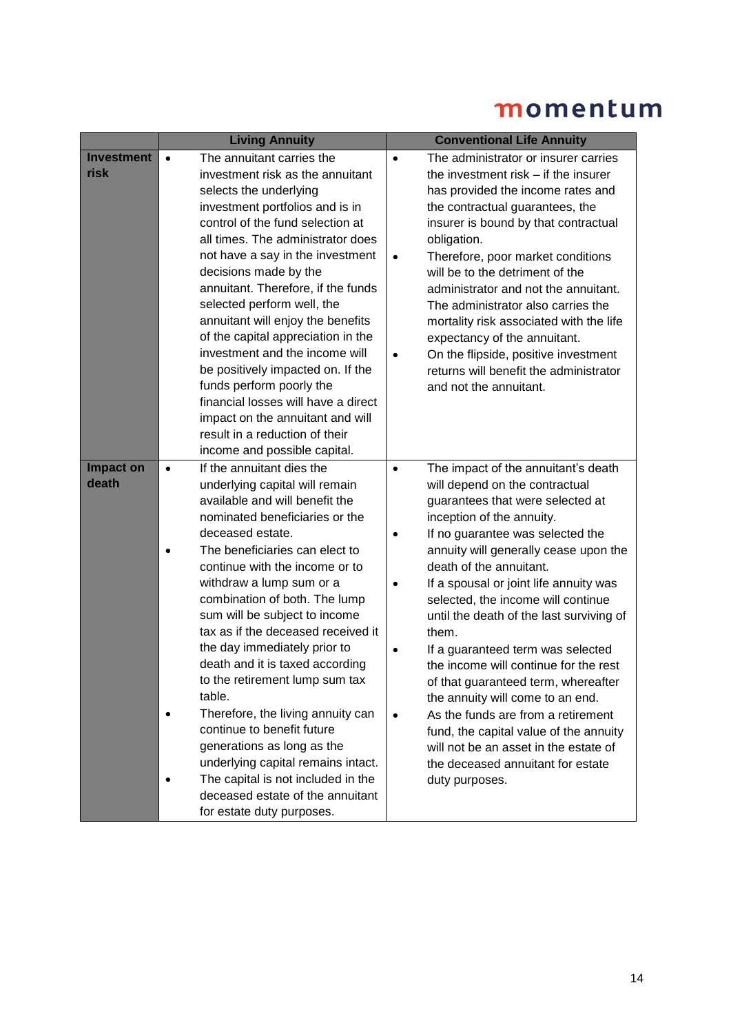| | Living Annuity | Conventional Life Annuity |
|---|---|---|
| **Investment risk** | • The annuitant carries the investment risk as the annuitant selects the underlying investment portfolios and is in control of the fund selection at all times. The administrator does not have a say in the investment decisions made by the annuitant. Therefore, if the funds selected perform well, the annuitant will enjoy the benefits of the capital appreciation in the investment and the income will be positively impacted on. If the funds perform poorly the financial losses will have a direct impact on the annuitant and will result in a reduction of their income and possible capital. | • The administrator or insurer carries the investment risk – if the insurer has provided the income rates and the contractual guarantees, the insurer is bound by that contractual obligation.<br>• Therefore, poor market conditions will be to the detriment of the administrator and not the annuitant. The administrator also carries the mortality risk associated with the life expectancy of the annuitant.<br>• On the flipside, positive investment returns will benefit the administrator and not the annuitant. |
| **Impact on death** | • If the annuitant dies the underlying capital will remain available and will benefit the nominated beneficiaries or the deceased estate.<br>• The beneficiaries can elect to continue with the income or to withdraw a lump sum or a combination of both. The lump sum will be subject to income tax as if the deceased received it the day immediately prior to death and it is taxed according to the retirement lump sum tax table.<br>• Therefore, the living annuity can continue to benefit future generations as long as the underlying capital remains intact.<br>• The capital is not included in the deceased estate of the annuitant for estate duty purposes. | • The impact of the annuitant's death will depend on the contractual guarantees that were selected at inception of the annuity.<br>• If no guarantee was selected the annuity will generally cease upon the death of the annuitant.<br>• If a spousal or joint life annuity was selected, the income will continue until the death of the last surviving of them.<br>• If a guaranteed term was selected the income will continue for the rest of that guaranteed term, whereafter the annuity will come to an end.<br>• As the funds are from a retirement fund, the capital value of the annuity will not be an asset in the estate of the deceased annuitant for estate duty purposes. |